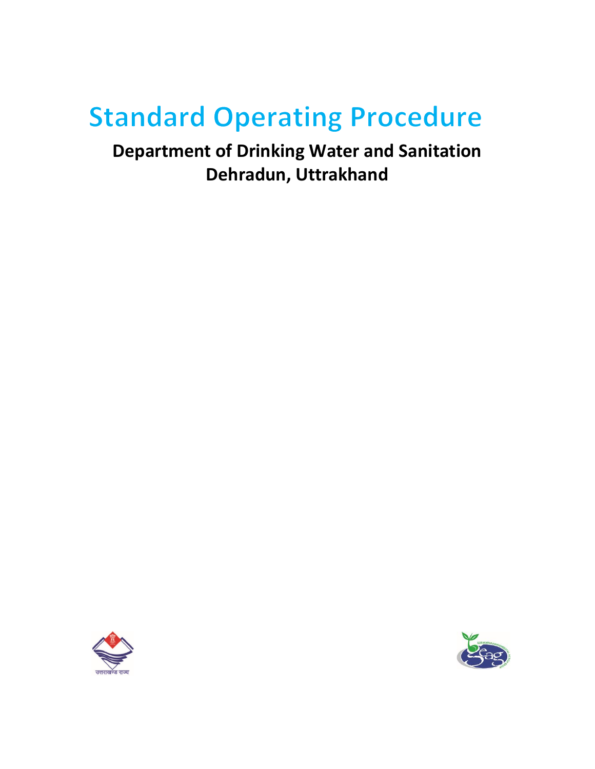# Standard Operating Procedure

**Department of Drinking Water and Sanitation**
**Dehradun, Uttrakhand**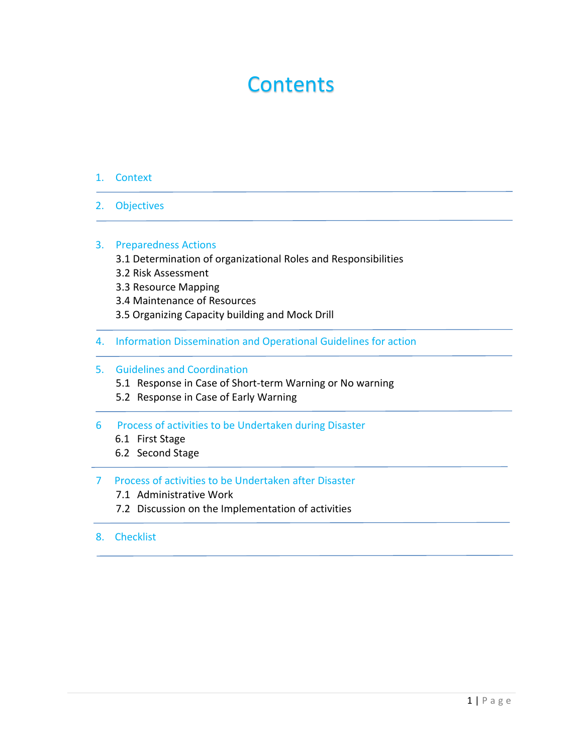# Contents

1. Context

2. Objectives

3. Preparedness Actions
   - 3.1 Determination of organizational Roles and Responsibilities
   - 3.2 Risk Assessment
   - 3.3 Resource Mapping
   - 3.4 Maintenance of Resources
   - 3.5 Organizing Capacity building and Mock Drill

4. Information Dissemination and Operational Guidelines for action

5. Guidelines and Coordination
   - 5.1 Response in Case of Short-term Warning or No warning
   - 5.2 Response in Case of Early Warning

6 Process of activities to be Undertaken during Disaster
   - 6.1 First Stage
   - 6.2 Second Stage

7 Process of activities to be Undertaken after Disaster
   - 7.1 Administrative Work
   - 7.2 Discussion on the Implementation of activities

8. Checklist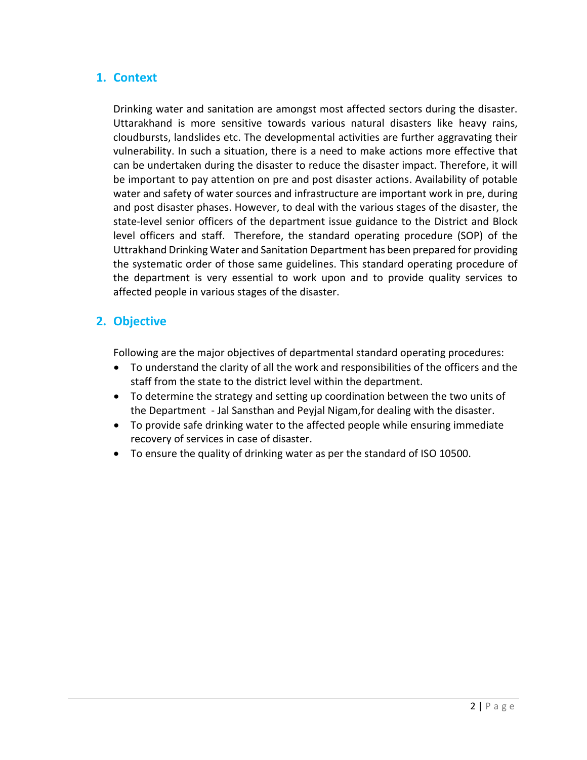## 1. Context

Drinking water and sanitation are amongst most affected sectors during the disaster. Uttarakhand is more sensitive towards various natural disasters like heavy rains, cloudbursts, landslides etc. The developmental activities are further aggravating their vulnerability. In such a situation, there is a need to make actions more effective that can be undertaken during the disaster to reduce the disaster impact. Therefore, it will be important to pay attention on pre and post disaster actions. Availability of potable water and safety of water sources and infrastructure are important work in pre, during and post disaster phases. However, to deal with the various stages of the disaster, the state-level senior officers of the department issue guidance to the District and Block level officers and staff. Therefore, the standard operating procedure (SOP) of the Uttrakhand Drinking Water and Sanitation Department has been prepared for providing the systematic order of those same guidelines. This standard operating procedure of the department is very essential to work upon and to provide quality services to affected people in various stages of the disaster.

## 2. Objective

Following are the major objectives of departmental standard operating procedures:

- To understand the clarity of all the work and responsibilities of the officers and the staff from the state to the district level within the department.
- To determine the strategy and setting up coordination between the two units of the Department - Jal Sansthan and Peyjal Nigam,for dealing with the disaster.
- To provide safe drinking water to the affected people while ensuring immediate recovery of services in case of disaster.
- To ensure the quality of drinking water as per the standard of ISO 10500.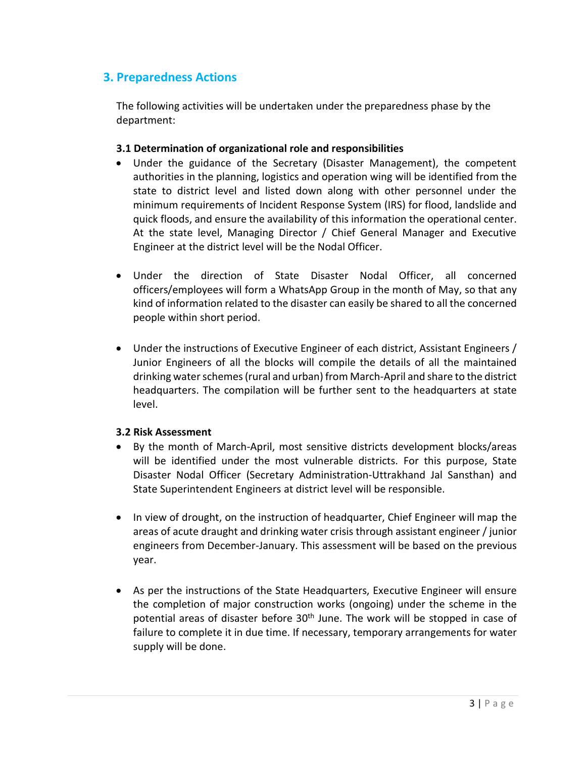## 3. Preparedness Actions

The following activities will be undertaken under the preparedness phase by the department:

### 3.1 Determination of organizational role and responsibilities

- Under the guidance of the Secretary (Disaster Management), the competent authorities in the planning, logistics and operation wing will be identified from the state to district level and listed down along with other personnel under the minimum requirements of Incident Response System (IRS) for flood, landslide and quick floods, and ensure the availability of this information the operational center. At the state level, Managing Director / Chief General Manager and Executive Engineer at the district level will be the Nodal Officer.

- Under the direction of State Disaster Nodal Officer, all concerned officers/employees will form a WhatsApp Group in the month of May, so that any kind of information related to the disaster can easily be shared to all the concerned people within short period.

- Under the instructions of Executive Engineer of each district, Assistant Engineers / Junior Engineers of all the blocks will compile the details of all the maintained drinking water schemes (rural and urban) from March-April and share to the district headquarters. The compilation will be further sent to the headquarters at state level.

### 3.2 Risk Assessment

- By the month of March-April, most sensitive districts development blocks/areas will be identified under the most vulnerable districts. For this purpose, State Disaster Nodal Officer (Secretary Administration-Uttrakhand Jal Sansthan) and State Superintendent Engineers at district level will be responsible.

- In view of drought, on the instruction of headquarter, Chief Engineer will map the areas of acute draught and drinking water crisis through assistant engineer / junior engineers from December-January. This assessment will be based on the previous year.

- As per the instructions of the State Headquarters, Executive Engineer will ensure the completion of major construction works (ongoing) under the scheme in the potential areas of disaster before 30th June. The work will be stopped in case of failure to complete it in due time. If necessary, temporary arrangements for water supply will be done.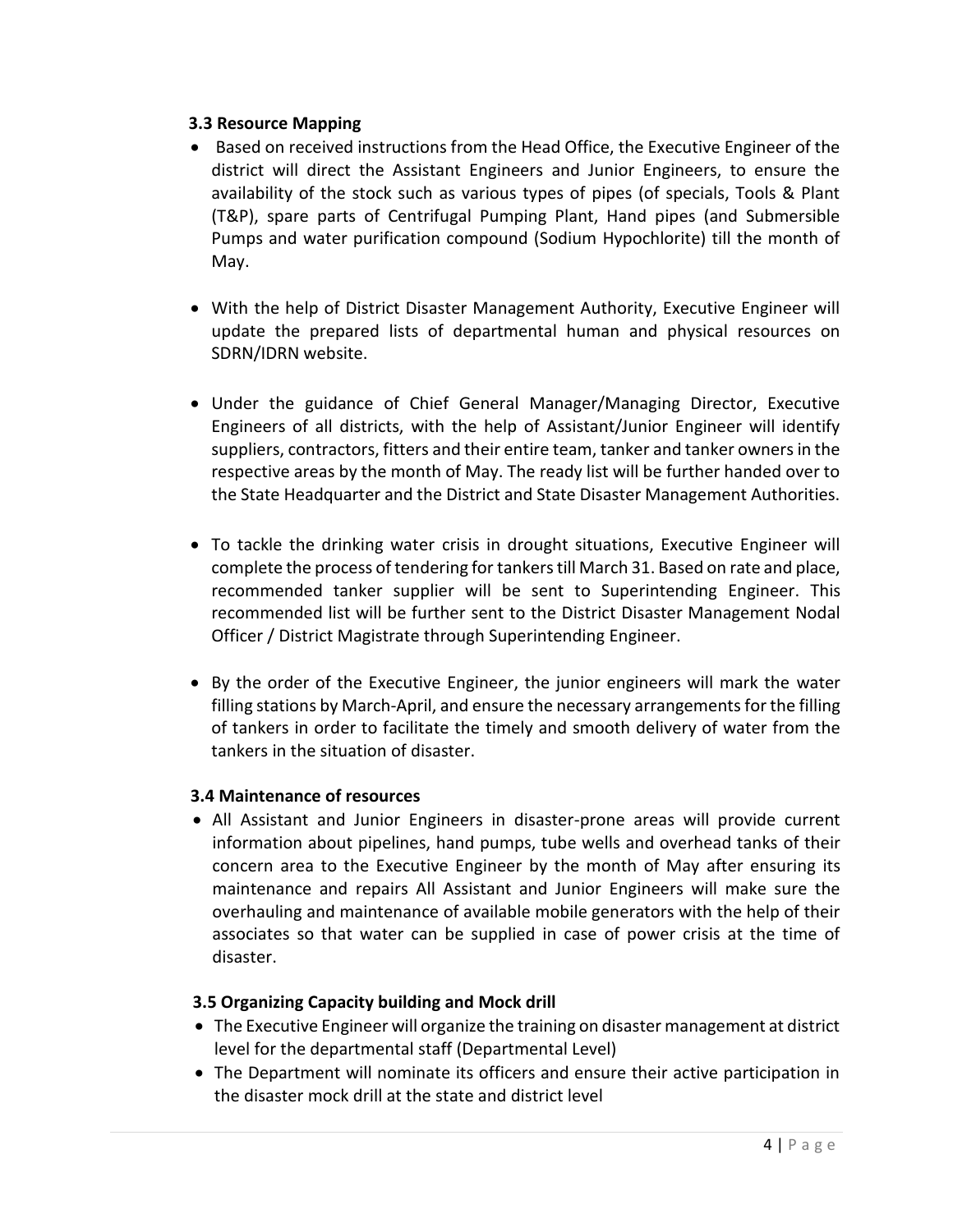### 3.3 Resource Mapping

- Based on received instructions from the Head Office, the Executive Engineer of the district will direct the Assistant Engineers and Junior Engineers, to ensure the availability of the stock such as various types of pipes (of specials, Tools & Plant (T&P), spare parts of Centrifugal Pumping Plant, Hand pipes (and Submersible Pumps and water purification compound (Sodium Hypochlorite) till the month of May.

- With the help of District Disaster Management Authority, Executive Engineer will update the prepared lists of departmental human and physical resources on SDRN/IDRN website.

- Under the guidance of Chief General Manager/Managing Director, Executive Engineers of all districts, with the help of Assistant/Junior Engineer will identify suppliers, contractors, fitters and their entire team, tanker and tanker owners in the respective areas by the month of May. The ready list will be further handed over to the State Headquarter and the District and State Disaster Management Authorities.

- To tackle the drinking water crisis in drought situations, Executive Engineer will complete the process of tendering for tankers till March 31. Based on rate and place, recommended tanker supplier will be sent to Superintending Engineer. This recommended list will be further sent to the District Disaster Management Nodal Officer / District Magistrate through Superintending Engineer.

- By the order of the Executive Engineer, the junior engineers will mark the water filling stations by March-April, and ensure the necessary arrangements for the filling of tankers in order to facilitate the timely and smooth delivery of water from the tankers in the situation of disaster.

### 3.4 Maintenance of resources

- All Assistant and Junior Engineers in disaster-prone areas will provide current information about pipelines, hand pumps, tube wells and overhead tanks of their concern area to the Executive Engineer by the month of May after ensuring its maintenance and repairs All Assistant and Junior Engineers will make sure the overhauling and maintenance of available mobile generators with the help of their associates so that water can be supplied in case of power crisis at the time of disaster.

### 3.5 Organizing Capacity building and Mock drill

- The Executive Engineer will organize the training on disaster management at district level for the departmental staff (Departmental Level)
- The Department will nominate its officers and ensure their active participation in the disaster mock drill at the state and district level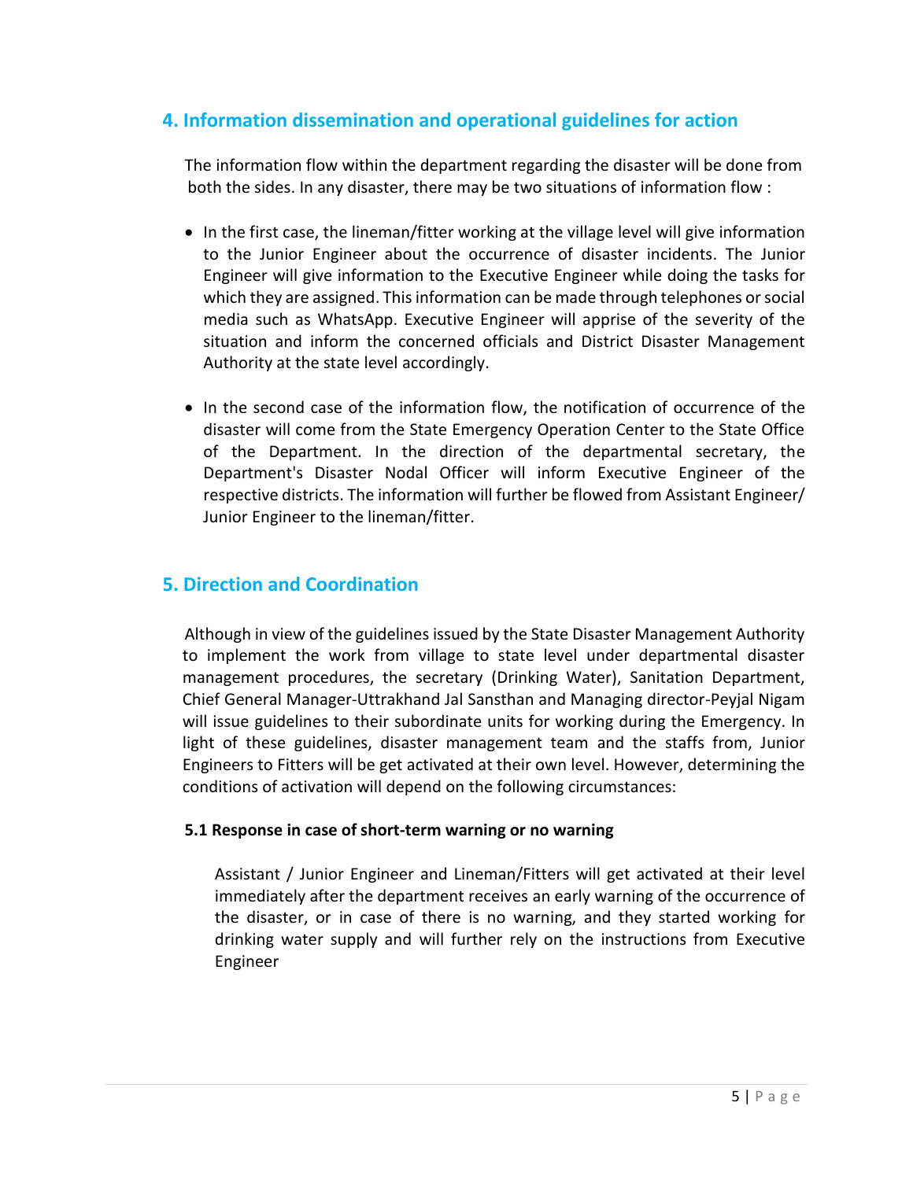## 4. Information dissemination and operational guidelines for action

The information flow within the department regarding the disaster will be done from both the sides. In any disaster, there may be two situations of information flow :

- In the first case, the lineman/fitter working at the village level will give information to the Junior Engineer about the occurrence of disaster incidents. The Junior Engineer will give information to the Executive Engineer while doing the tasks for which they are assigned. This information can be made through telephones or social media such as WhatsApp. Executive Engineer will apprise of the severity of the situation and inform the concerned officials and District Disaster Management Authority at the state level accordingly.

- In the second case of the information flow, the notification of occurrence of the disaster will come from the State Emergency Operation Center to the State Office of the Department. In the direction of the departmental secretary, the Department's Disaster Nodal Officer will inform Executive Engineer of the respective districts. The information will further be flowed from Assistant Engineer/ Junior Engineer to the lineman/fitter.

## 5. Direction and Coordination

Although in view of the guidelines issued by the State Disaster Management Authority to implement the work from village to state level under departmental disaster management procedures, the secretary (Drinking Water), Sanitation Department, Chief General Manager-Uttrakhand Jal Sansthan and Managing director-Peyjal Nigam will issue guidelines to their subordinate units for working during the Emergency. In light of these guidelines, disaster management team and the staffs from, Junior Engineers to Fitters will be get activated at their own level. However, determining the conditions of activation will depend on the following circumstances:

**5.1 Response in case of short-term warning or no warning**

Assistant / Junior Engineer and Lineman/Fitters will get activated at their level immediately after the department receives an early warning of the occurrence of the disaster, or in case of there is no warning, and they started working for drinking water supply and will further rely on the instructions from Executive Engineer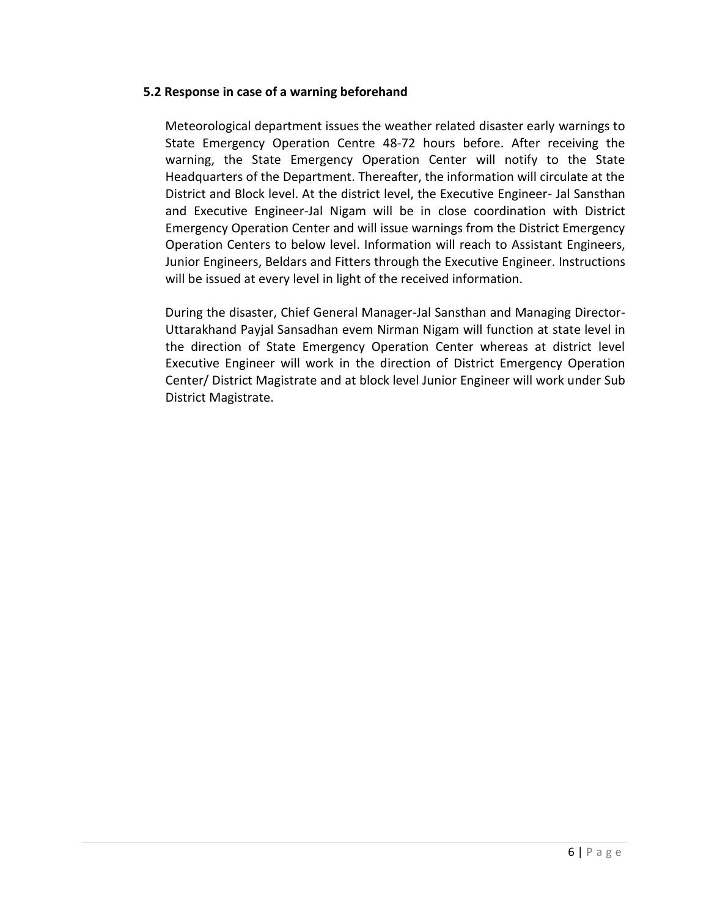### 5.2 Response in case of a warning beforehand

Meteorological department issues the weather related disaster early warnings to State Emergency Operation Centre 48-72 hours before. After receiving the warning, the State Emergency Operation Center will notify to the State Headquarters of the Department. Thereafter, the information will circulate at the District and Block level. At the district level, the Executive Engineer- Jal Sansthan and Executive Engineer-Jal Nigam will be in close coordination with District Emergency Operation Center and will issue warnings from the District Emergency Operation Centers to below level. Information will reach to Assistant Engineers, Junior Engineers, Beldars and Fitters through the Executive Engineer. Instructions will be issued at every level in light of the received information.

During the disaster, Chief General Manager-Jal Sansthan and Managing Director-Uttarakhand Payjal Sansadhan evem Nirman Nigam will function at state level in the direction of State Emergency Operation Center whereas at district level Executive Engineer will work in the direction of District Emergency Operation Center/ District Magistrate and at block level Junior Engineer will work under Sub District Magistrate.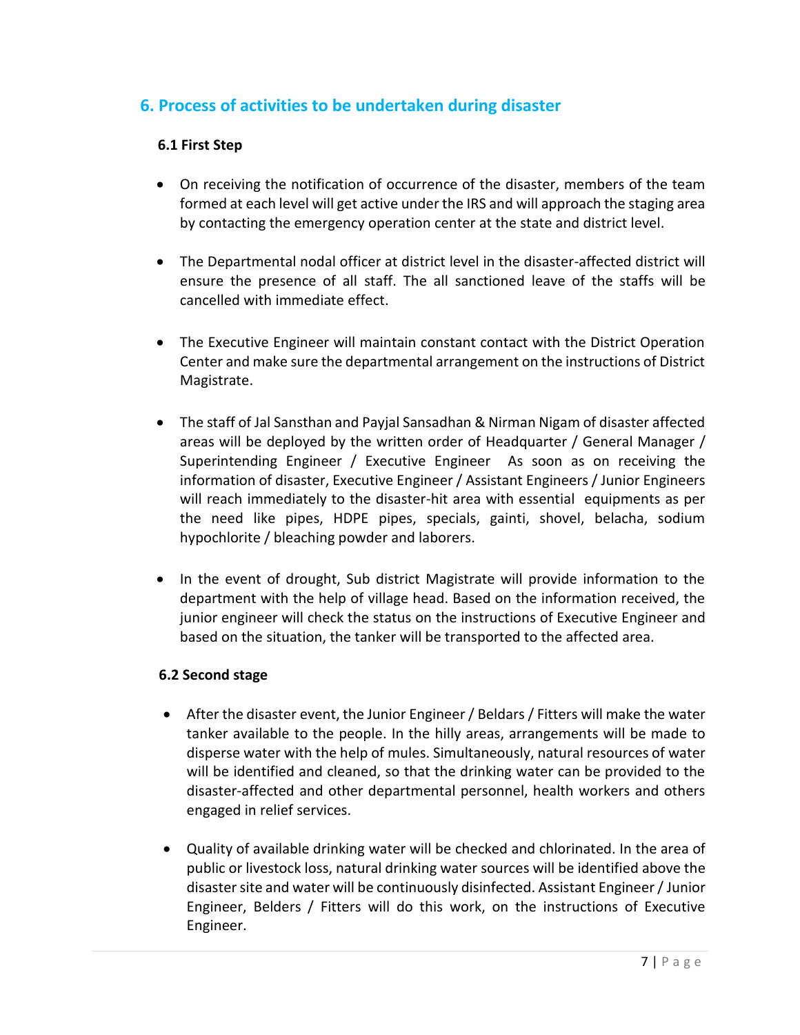## 6. Process of activities to be undertaken during disaster

### 6.1 First Step

- On receiving the notification of occurrence of the disaster, members of the team formed at each level will get active under the IRS and will approach the staging area by contacting the emergency operation center at the state and district level.

- The Departmental nodal officer at district level in the disaster-affected district will ensure the presence of all staff. The all sanctioned leave of the staffs will be cancelled with immediate effect.

- The Executive Engineer will maintain constant contact with the District Operation Center and make sure the departmental arrangement on the instructions of District Magistrate.

- The staff of Jal Sansthan and Payjal Sansadhan & Nirman Nigam of disaster affected areas will be deployed by the written order of Headquarter / General Manager / Superintending Engineer / Executive Engineer As soon as on receiving the information of disaster, Executive Engineer / Assistant Engineers / Junior Engineers will reach immediately to the disaster-hit area with essential equipments as per the need like pipes, HDPE pipes, specials, gainti, shovel, belacha, sodium hypochlorite / bleaching powder and laborers.

- In the event of drought, Sub district Magistrate will provide information to the department with the help of village head. Based on the information received, the junior engineer will check the status on the instructions of Executive Engineer and based on the situation, the tanker will be transported to the affected area.

### 6.2 Second stage

- After the disaster event, the Junior Engineer / Beldars / Fitters will make the water tanker available to the people. In the hilly areas, arrangements will be made to disperse water with the help of mules. Simultaneously, natural resources of water will be identified and cleaned, so that the drinking water can be provided to the disaster-affected and other departmental personnel, health workers and others engaged in relief services.

- Quality of available drinking water will be checked and chlorinated. In the area of public or livestock loss, natural drinking water sources will be identified above the disaster site and water will be continuously disinfected. Assistant Engineer / Junior Engineer, Belders / Fitters will do this work, on the instructions of Executive Engineer.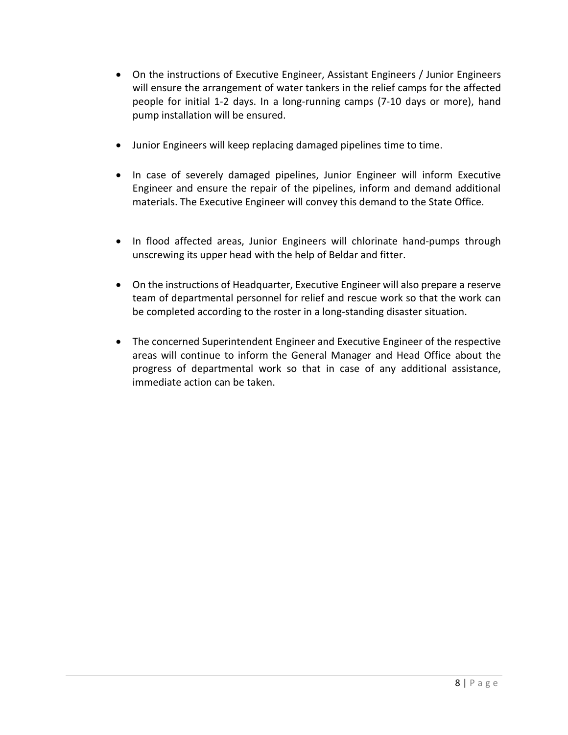- On the instructions of Executive Engineer, Assistant Engineers / Junior Engineers will ensure the arrangement of water tankers in the relief camps for the affected people for initial 1-2 days. In a long-running camps (7-10 days or more), hand pump installation will be ensured.

- Junior Engineers will keep replacing damaged pipelines time to time.

- In case of severely damaged pipelines, Junior Engineer will inform Executive Engineer and ensure the repair of the pipelines, inform and demand additional materials. The Executive Engineer will convey this demand to the State Office.

- In flood affected areas, Junior Engineers will chlorinate hand-pumps through unscrewing its upper head with the help of Beldar and fitter.

- On the instructions of Headquarter, Executive Engineer will also prepare a reserve team of departmental personnel for relief and rescue work so that the work can be completed according to the roster in a long-standing disaster situation.

- The concerned Superintendent Engineer and Executive Engineer of the respective areas will continue to inform the General Manager and Head Office about the progress of departmental work so that in case of any additional assistance, immediate action can be taken.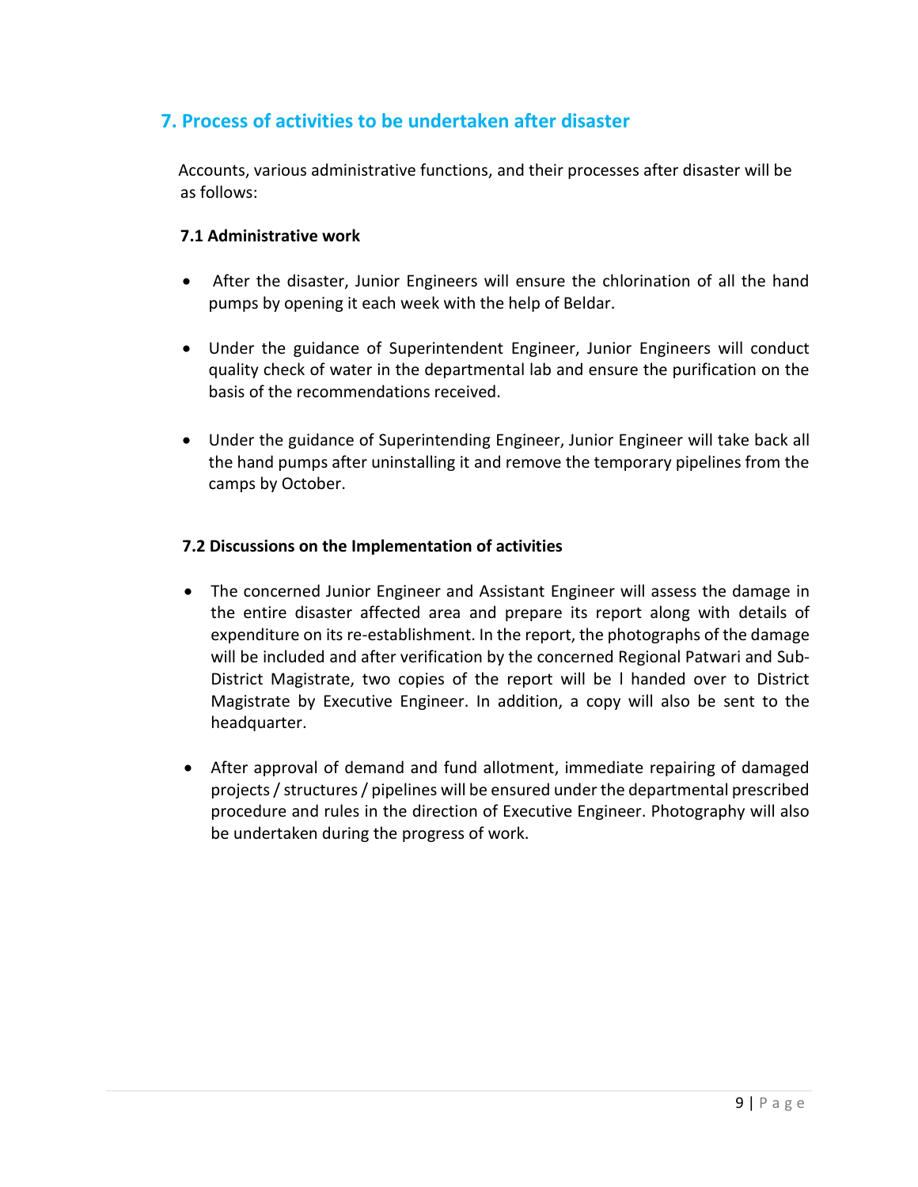## 7. Process of activities to be undertaken after disaster

Accounts, various administrative functions, and their processes after disaster will be as follows:

### 7.1 Administrative work

- After the disaster, Junior Engineers will ensure the chlorination of all the hand pumps by opening it each week with the help of Beldar.
- Under the guidance of Superintendent Engineer, Junior Engineers will conduct quality check of water in the departmental lab and ensure the purification on the basis of the recommendations received.
- Under the guidance of Superintending Engineer, Junior Engineer will take back all the hand pumps after uninstalling it and remove the temporary pipelines from the camps by October.

### 7.2 Discussions on the Implementation of activities

- The concerned Junior Engineer and Assistant Engineer will assess the damage in the entire disaster affected area and prepare its report along with details of expenditure on its re-establishment. In the report, the photographs of the damage will be included and after verification by the concerned Regional Patwari and Sub-District Magistrate, two copies of the report will be l handed over to District Magistrate by Executive Engineer. In addition, a copy will also be sent to the headquarter.
- After approval of demand and fund allotment, immediate repairing of damaged projects / structures / pipelines will be ensured under the departmental prescribed procedure and rules in the direction of Executive Engineer. Photography will also be undertaken during the progress of work.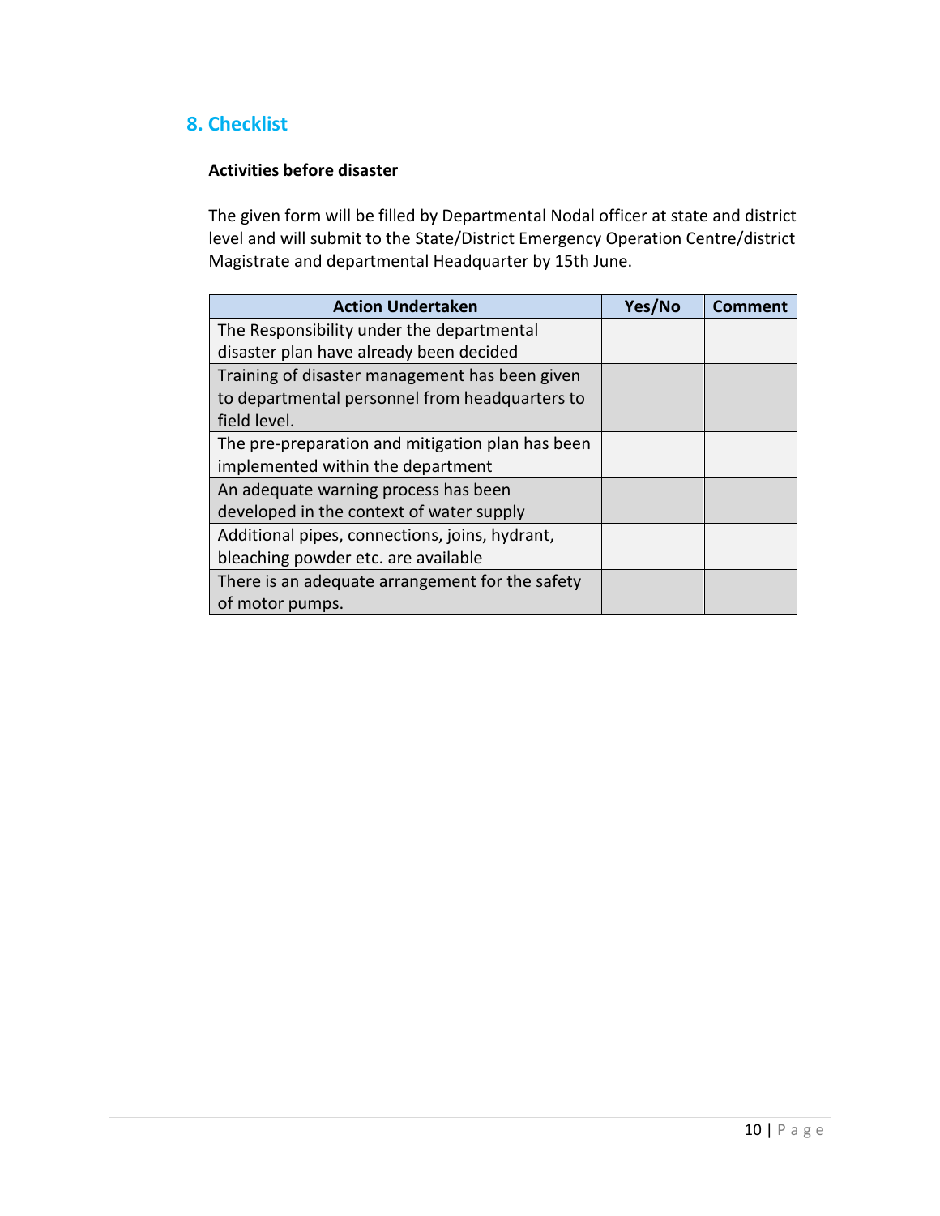## 8. Checklist

**Activities before disaster**

The given form will be filled by Departmental Nodal officer at state and district level and will submit to the State/District Emergency Operation Centre/district Magistrate and departmental Headquarter by 15th June.

| Action Undertaken | Yes/No | Comment |
|---|---|---|
| The Responsibility under the departmental disaster plan have already been decided | | |
| Training of disaster management has been given to departmental personnel from headquarters to field level. | | |
| The pre-preparation and mitigation plan has been implemented within the department | | |
| An adequate warning process has been developed in the context of water supply | | |
| Additional pipes, connections, joins, hydrant, bleaching powder etc. are available | | |
| There is an adequate arrangement for the safety of motor pumps. | | |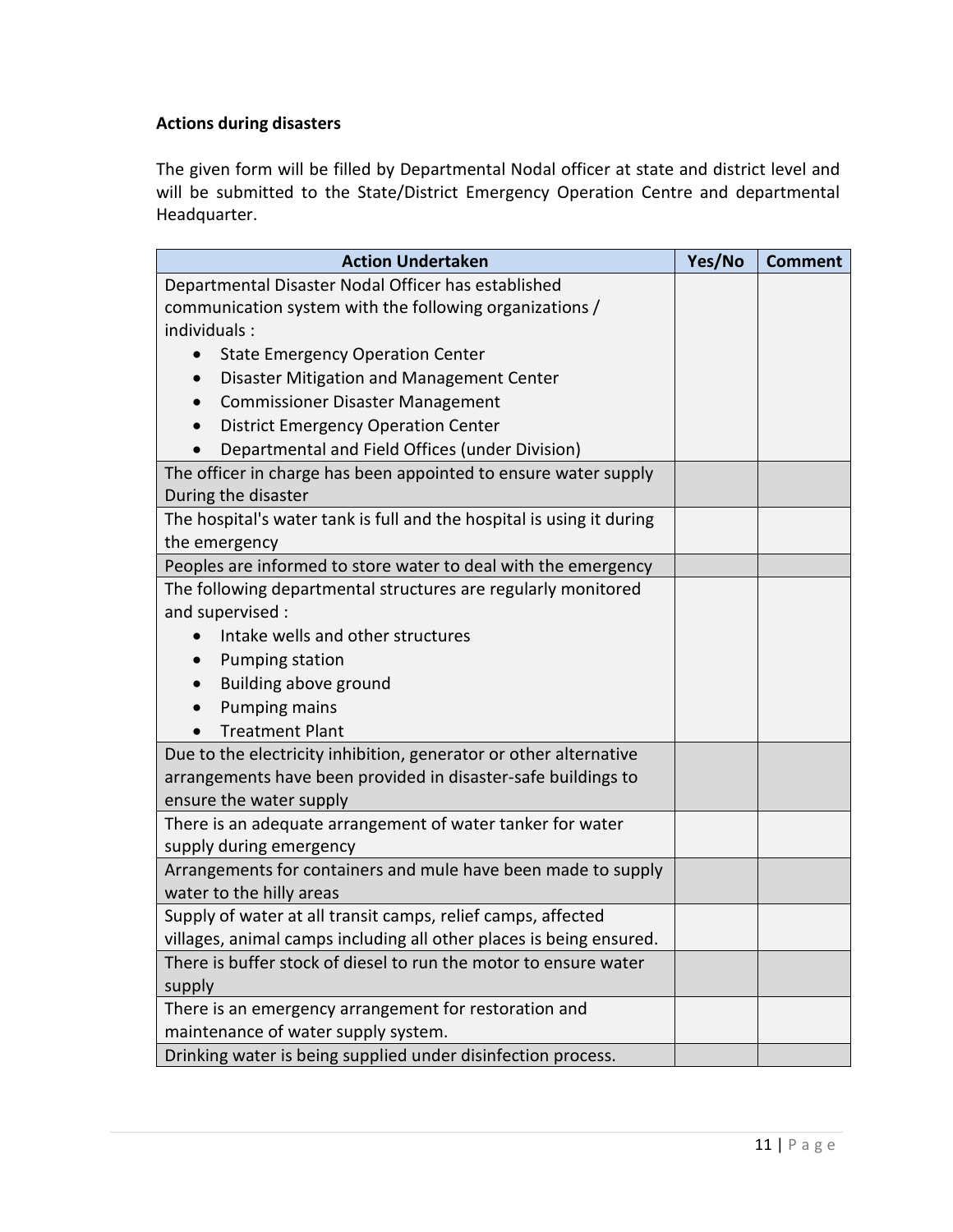**Actions during disasters**

The given form will be filled by Departmental Nodal officer at state and district level and will be submitted to the State/District Emergency Operation Centre and departmental Headquarter.

| Action Undertaken | Yes/No | Comment |
|---|---|---|
| Departmental Disaster Nodal Officer has established communication system with the following organizations / individuals :<br>• State Emergency Operation Center<br>• Disaster Mitigation and Management Center<br>• Commissioner Disaster Management<br>• District Emergency Operation Center<br>• Departmental and Field Offices (under Division) | | |
| The officer in charge has been appointed to ensure water supply During the disaster | | |
| The hospital's water tank is full and the hospital is using it during the emergency | | |
| Peoples are informed to store water to deal with the emergency | | |
| The following departmental structures are regularly monitored and supervised :<br>• Intake wells and other structures<br>• Pumping station<br>• Building above ground<br>• Pumping mains<br>• Treatment Plant | | |
| Due to the electricity inhibition, generator or other alternative arrangements have been provided in disaster-safe buildings to ensure the water supply | | |
| There is an adequate arrangement of water tanker for water supply during emergency | | |
| Arrangements for containers and mule have been made to supply water to the hilly areas | | |
| Supply of water at all transit camps, relief camps, affected villages, animal camps including all other places is being ensured. | | |
| There is buffer stock of diesel to run the motor to ensure water supply | | |
| There is an emergency arrangement for restoration and maintenance of water supply system. | | |
| Drinking water is being supplied under disinfection process. | | |